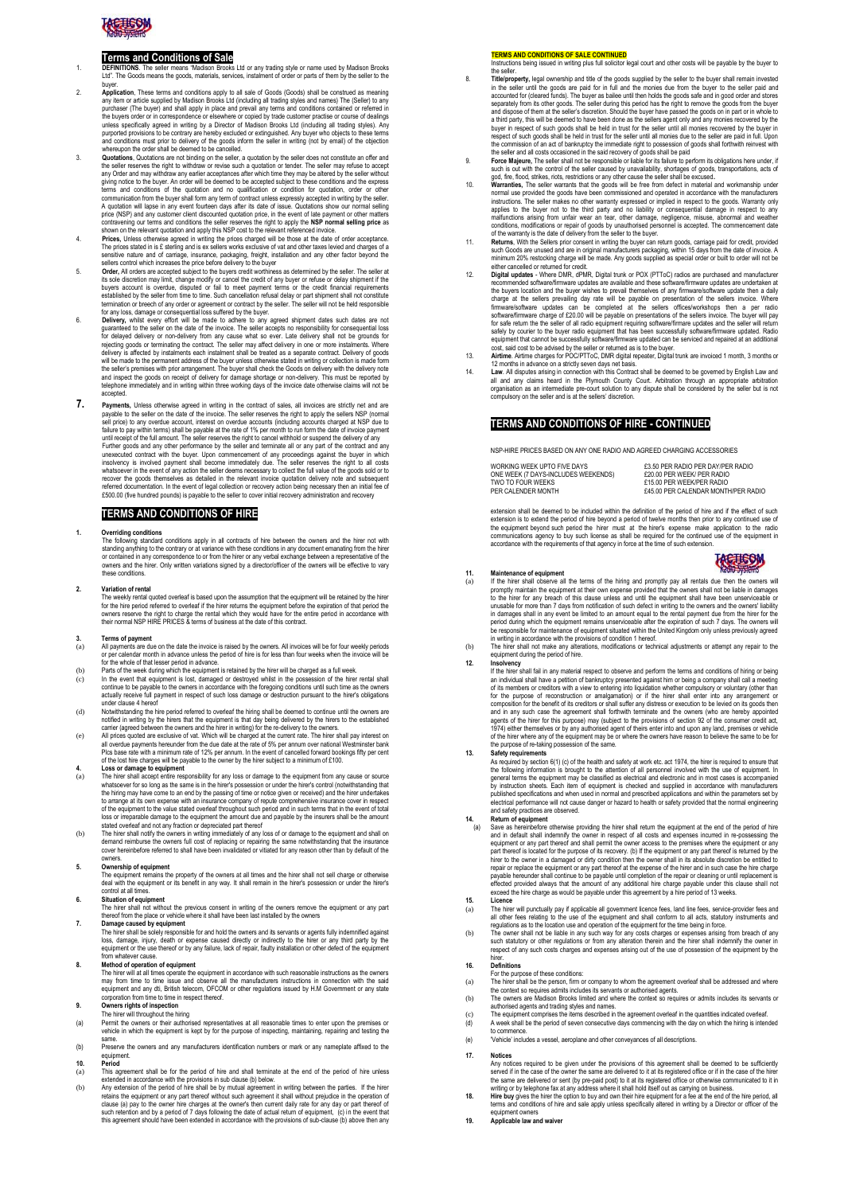# Terms and Conditions of Sale

1. **DEFINITIONS**. The seller means "Madison Brooks Ltd or any trading style or name used by Madison Brooks Ltd". The Goods means the goods, materials, services, instalment of order or parts of them by the seller to the buyer.

2. **Application**. These terms and conditions apply to all sale of Goods (Goods) shall be construed as meaning any item or article supplied by Madison Brooks Ltd (including all trading styles and names) The (Seller) to any purchaser (The buyer) and shall apply in place and prevail any terms and conditions contained or referred in the buyers order or in correspondence or elsewhere or copied by trade customer practise or course of dealings unless specifically agreed in writing by a Director of Madison Brooks Ltd (including all trading styles). Any purported provisions to be contrary are hereby excluded or extinguished. Any buyer who objects to these terms and conditions must prior to delivery of the goods inform the seller in writing (not by email) of the objection whereupon the order shall be deemed to be cancelled.

3. **Quotations**. Quotations are not binding on the seller, a quotation by the seller does not constitute an offer and the seller reserves the right to withdraw or revise such a quotation or tender. The seller may refuse to accept any Order and may withdraw any earlier acceptances after which time they may be altered by the seller without giving notice to the buyer. An order will be deemed to be accepted subject to these conditions and the express terms and conditions of the quotation and no qualification or condition for quotation, order or other communication from the buyer shall form any term of contract unless expressly accepted in writing by the seller. A quotation will lapse in any event fourteen days after its date of issue. Quotations show our normal selling price (NSP) and any customer client discounted quotation price, in the event of late payment or other matters contravening our terms and conditions the seller reserves the right to apply the **NSP normal selling price** as shown on the relevant quotation and apply this NSP cost to the relevant referenced invoice.

4. **Prices,** Unless otherwise agreed in writing the prices charged will be those at the date of order acceptance. The prices stated in is £ sterling and is ex sellers works exclusive of vat and other taxes levied and charges of a sensitive nature and of carriage, insurance, packaging, freight, installation and any other factor beyond the sellers control which increases the price before delivery to the buyer

5. **Order,** All orders are accepted subject to the buyers credit worthiness as determined by the seller. The seller at its sole discretion may limit, change modify or cancel the credit of any buyer or refuse or delay shipment if the buyers account is overdue, disputed or fail to meet payment terms or the credit financial requirements established by the seller from time to time. Such cancellation refusal delay or part shipment shall not constitute termination or breech of any order or agreement or contract by the seller. The seller will not be held responsible for any loss, damage or consequential loss suffered by the buyer.

6. **Delivery,** whilst every effort will be made to adhere to any agreed shipment dates such dates are not guaranteed to the seller on the date of the invoice. The seller accepts no responsibility for consequential loss for delayed delivery or non-delivery from any cause what so ever. Late delivery shall not be grounds for rejecting goods or terminating the contract. The seller may affect delivery in one or more instalments. Where delivery is affected by instalments each instalment shall be treated as a separate contract. Delivery of goods will be made to the permanent address of the buyer unless otherwise stated in writing or collection is made form the seller's premises with prior arrangement. The buyer shall check the Goods on delivery with the delivery note and inspect the goods on receipt of delivery for damage shortage or non-delivery. This must be reported by telephone immediately and in writing within three working days of the invoice date otherwise claims will not be accepted.

7. **Payments,** Unless otherwise agreed in writing in the contract of sales, all invoices are strictly net and are payable to the seller on the date of the invoice. The seller reserves the right to apply the sellers NSP (normal sell price) to any overdue account, interest on overdue accounts (including accounts charged at NSP due to failure to pay within terms) shall be payable at the rate of 1% per month to run form the date of invoice payment until receipt of the full amount. The seller reserves the right to cancel withhold or suspend the delivery of any Further goods and any other performance by the seller and terminate all or any part of the contract and any unexecuted contract with the buyer. Upon commencement of any proceedings against the buyer in which insolvency is involved payment shall become immediately due. The seller reserves the right to all costs whatsoever in the event of any action the seller deems necessary to collect the full value of the goods sold or to recover the goods themselves as detailed in the relevant invoice quotation delivery note and subsequent referred documentation. In the event of legal collection or recovery action being necessary then an initial fee of £500.00 (five hundred pounds) is payable to the seller to cover initial recovery administration and recovery

## TERMS AND CONDITIONS OF SALE CONTINUED

Instructions being issued in writing plus full solicitor legal court and other costs will be payable by the buyer to the seller.

8. **Title/property,** legal ownership and title of the goods supplied by the seller to the buyer shall remain invested in the seller until the goods are paid for in full and the monies due from the buyer to the seller paid and accounted for (cleared funds). The buyer as bailee will then holds the goods safe and in good order and stores separately from its other goods. The seller during this period has the right to remove the goods from the buyer and dispose of them at the seller's discretion. Should the buyer have passed the goods on in part or in whole to a third party, this will be deemed to have been done as the sellers agent only and any monies recovered by the buyer in respect of such goods shall be held in trust for the seller until all monies recovered by the buyer in respect of such goods shall be held in trust for the seller until all monies due to the seller are paid in full. Upon the commission of an act of bankruptcy the immediate right to possession of goods shall forthwith reinvest with the seller and all costs occasioned in the said recovery of goods shall be paid

9. **Force Majeure,** The seller shall not be responsible or liable for its failure to perform its obligations here under, if such is out with the control of the seller caused by unavailability, shortages of goods, transportations, acts of god, fire, flood, strikes, riots, restrictions or any other cause the seller shall be excused.

10. **Warranties,** The seller warrants that the goods will be free from defect in material and workmanship under normal use provided the goods have been commissioned and operated in accordance with the manufacturers instructions. The seller makes no other warranty expressed or implied in respect to the goods. Warranty only applies to the buyer not to the third party and no liability or consequential damage in respect to any malfunctions arising from unfair wear an tear, other damage, negligence, misuse, abnormal and weather conditions, modifications or repair of goods by unauthorised personnel is accepted. The commencement date of the warranty is the date of delivery from the seller to the buyer.

11. **Returns,** With the Sellers prior consent in writing the buyer can return goods, carriage paid for credit, provided such Goods are unused and are in original manufacturers packaging, within 15 days from the date of invoice. A minimum 20% restocking charge will be made. Any goods supplied as special order or built to order will not be either cancelled or returned for credit.

12. **Digital updates** - Where DMR, dPMR, Digital trunk or POX (PTToC) radios are purchased and manufacturer recommended software/firmware updates are available and these software/firmware updates are undertaken at the buyers location and the buyer wishes to prevail themselves of any firmware/software update then a daily charge at the sellers prevailing day rate will be payable on presentation of the sellers invoice. Where firmware/software updates can be completed at the sellers offices/workshops then a per radio software/firmware charge of £20.00 will be payable on presentations of the sellers invoice. The buyer will pay for safe return the seller of all radio equipment requiring software/firmware updates and the seller will return safely by courier to the buyer radio equipment that has been successfully software/firmware updated. Radio equipment that cannot be successfully software/firmware updated can be serviced and repaired at an additional cost, said cost to be advised by the seller or returned as is to the buyer.

13. **Airtime**. Airtime charges for POC/PTToC, DMR digital repeater, Digital trunk are invoiced 1 month, 3 months or 12 months in advance on a strictly seven days net basis.

14. **Law**. All disputes arising in connection with this Contract shall be deemed to be governed by English Law and all and any claims heard in the Plymouth County Court. Arbitration through an appropriate arbitration organisation as an intermediate pre-court solution to any dispute shall be considered by the seller but is not compulsory on the seller and is at the sellers' discretion.

# TERMS AND CONDITIONS OF HIRE

1. **Overriding conditions**
The following standard conditions apply in all contracts of hire between the owners and the hirer not with standing anything to the contrary or at variance with these conditions in any document emanating from the hirer or contained in any correspondence to or from the hirer or any verbal exchange between a representative of the owners and the hirer. Only written variations signed by a director/officer of the owners will be effective to vary these conditions.

2. **Variation of rental**
The weekly rental quoted overleaf is based upon the assumption that the equipment will be retained by the hirer for the hire period referred to overleaf if the hirer returns the equipment before the expiration of that period the owners reserve the right to charge the rental which they would have for the entire period in accordance with their normal NSP HIRE PRICES & terms of business at the date of this contract.

3. **Terms of payment**
(a) All payments are due on the date the invoice is raised by the owners. All invoices will be for four weekly periods or per calendar month in advance unless the period of hire is for less than four weeks when the invoice will be for the whole of that lesser period in advance.
(b) Parts of the week during which the equipment is retained by the hirer will be charged as a full week.
(c) In the event that equipment is lost, damaged or destroyed whilst in the possession of the hirer rental shall continue to be payable to the owners in accordance with the foregoing conditions until such time as the owners actually receive full payment in respect of such loss damage or destruction pursuant to the hirer's obligations under clause 4 hereof
(d) Notwithstanding the hire period referred to overleaf the hiring shall be deemed to continue until the owners are notified in writing by the hirers that the equipment is that day being delivered by the hirers to the established carrier (agreed between the owners and the hirer in writing) for the re-delivery to the owners.
(e) All prices quoted are exclusive of vat. Which will be charged at the current rate. The hirer shall pay interest on all overdue payments hereunder from the due date at the rate of 5% per annum over national Westminster bank Plcs base rate with a minimum rate of 12% per annum. In the event of cancelled forward bookings fifty per cent of the lost hire charges will be payable to the owner by the hirer subject to a minimum of £100.

4. **Loss or damage to equipment**
(a) The hirer shall accept entire responsibility for any loss or damage to the equipment from any cause or source whatsoever for so long as the same is in the hirer's possession or under the hirer's control (notwithstanding that the hiring may have come to an end by the passing of time or notice given or received) and the hirer undertakes to arrange at its own expense with an insurance company of repute comprehensive insurance cover in respect of the equipment to the value stated overleaf throughout such period and in such terms that in the event of total loss or irreparable damage to the equipment the amount due and payable by the insurers shall be the amount stated overleaf and not any fraction or depreciated part thereof
(b) The hirer shall notify the owners in writing immediately of any loss of or damage to the equipment and shall on demand reimburse the owners full cost of replacing or repairing the same notwithstanding that the insurance cover hereinbefore referred to shall have been invalidated or vitiated for any reason other than by default of the owners.

5. **Ownership of equipment**
The equipment remains the property of the owners at all times and the hirer shall not sell charge or otherwise deal with the equipment or its benefit in any way. It shall remain in the hirer's possession or under the hirer's control at all times.

6. **Situation of equipment**
The hirer shall not without the previous consent in writing of the owners remove the equipment or any part thereof from the place or vehicle where it shall have been last installed by the owners

7. **Damage caused by equipment**
The hirer shall be solely responsible for and hold the owners and its servants or agents fully indemnified against loss, damage, injury, death or expense caused directly or indirectly to the hirer or any third party by the equipment or the use thereof or by any failure, lack of repair, faulty installation or other defect of the equipment from whatever cause.

8. **Method of operation of equipment**
The hirer will at all times operate the equipment in accordance with such reasonable instructions as the owners may from time to time issue and observe all the manufacturers instructions in connection with the said equipment and any dti, British telecom, OFCOM or other regulations issued by H.M Government or any state corporation from time to time in respect thereof.

9. **Owners rights of inspection**
The hirer will throughout the hiring
(a) Permit the owners or their authorised representatives at all reasonable times to enter upon the premises or vehicle in which the equipment is kept by for the purpose of inspecting, maintaining, repairing and testing the same.
(b) Preserve the owners and any manufacturers identification numbers or mark or any nameplate affixed to the equipment.

10. **Period**
(a) This agreement shall be for the period of hire and shall terminate at the end of the period of hire unless extended in accordance with the provisions in sub clause (b) below.
(b) Any extension of the period of hire shall be by mutual agreement in writing between the parties. If the hirer retains the equipment or any part thereof without such agreement it shall without prejudice in the operation of clause (a) pay to the owner hire charges at the owner's then current daily rate for any day or part thereof of such retention and by a period of 7 days following the date of actual return of equipment, (c) in the event that this agreement should have been extended in accordance with the provisions of sub-clause (b) above then any

# TERMS AND CONDITIONS OF HIRE - CONTINUED

NSP-HIRE PRICES BASED ON ANY ONE RADIO AND AGREED CHARGING ACCESSORIES

| | |
|---|---|
| WORKING WEEK UPTO FIVE DAYS | £3.50 PER RADIO PER DAY/PER RADIO |
| ONE WEEK (7 DAYS-INCLUDES WEEKENDS) | £20.00 PER WEEK/ PER RADIO |
| TWO TO FOUR WEEKS | £15.00 PER WEEK/PER RADIO |
| PER CALENDER MONTH | £45.00 PER CALENDAR MONTH/PER RADIO |

extension shall be deemed to be included within the definition of the period of hire and if the effect of such extension is to extend the period of hire beyond a period of twelve months then prior to any continued use of the equipment beyond such period the hirer must at the hirer's expense make application to the radio communications agency to buy such license as shall be required for the continued use of the equipment in accordance with the requirements of that agency in force at the time of such extension.

11. **Maintenance of equipment**
(a) If the hirer shall observe all the terms of the hiring and promptly pay all rentals due then the owners will promptly maintain the equipment at their own expense provided that the owners shall not be liable in damages to the hirer for any breach of this clause unless and until the equipment shall have been unserviceable or unusable for more than 7 days from notification of such defect in writing to the owners and the owners' liability in damages shall in any event be limited to an amount equal to the rental payment due from the hirer for the period during which the equipment remains unserviceable after the expiration of such 7 days. The owners will be responsible for maintenance of equipment situated within the United Kingdom only unless previously agreed in writing in accordance with the provisions of condition 1 hereof.
(b) The hirer shall not make any alterations, modifications or technical adjustments or attempt any repair to the equipment during the period of hire.

12. **Insolvency**
If the hirer shall fail in any material respect to observe and perform the terms and conditions of hiring or being an individual shall have a petition of bankruptcy presented against him or being a company shall call a meeting of its members or creditors with a view to entering into liquidation whether compulsory or voluntary (other than for the purpose of reconstruction or amalgamation) or if the hirer shall enter into any arrangement or composition for the benefit of its creditors or shall suffer any distress or execution to be levied on its goods then and in any such case the agreement shall forthwith terminate and the owners (who are hereby appointed agents of the hirer for this purpose) may (subject to the provisions of section 92 of the consumer credit act, 1974) either themselves or by any authorised agent of theirs enter into and upon any land, premises or vehicle of the hirer where any of the equipment may be or where the owners have reason to believe the same to be for the purpose of re-taking possession of the same.

13. **Safety requirements**
As required by section 6(1) (c) of the health and safety at work etc. act 1974, the hirer is required to ensure that the following information is brought to the attention of all personnel involved with the use of equipment. In general terms the equipment may be classified as electrical and electronic and in most cases is accompanied by instruction sheets. Each item of equipment is checked and supplied in accordance with manufacturers published specifications and when used in normal and prescribed applications and within the parameters set by electrical performance will not cause danger or hazard to health or safety provided that the normal engineering and safety practices are observed.

14. **Return of equipment**
(a) Save as hereinbefore otherwise providing the hirer shall return the equipment at the end of the period of hire and in default shall indemnify the owner in respect of all costs and expenses incurred in re-possessing the equipment or any part thereof and shall permit the owner access to the premises where the equipment or any part thereof is located for the purpose of its recovery. (b) If the equipment or any part thereof is returned by the hirer to the owner in a damaged or dirty condition then the owner shall in its absolute discretion be entitled to repair or replace the equipment or any part thereof at the expense of the hirer and in such case the hire charge payable hereunder shall continue to be payable until completion of the repair or cleaning or until replacement is effected provided always that the amount of any additional hire charge payable under this clause shall not exceed the hire charge as would be payable under this agreement by a hire period of 13 weeks.

15. **Licence**
(a) The hirer will punctually pay if applicable all government licence fees, land line fees, service-provider fees and all other fees relating to the use of the equipment and shall conform to all acts, statutory instruments and regulations as to the location use and operation of the equipment for the time being in force.
(b) The owner shall not be liable in any such way for any costs charges or expenses arising from breach of any such statutory or other regulations or from any alteration therein and the hirer shall indemnify the owner in respect of any such costs charges and expenses arising out of the use of possession of the equipment by the hirer.

16. **Definitions**
For the purpose of these conditions:
(a) The hirer shall be the person, firm or company to whom the agreement overleaf shall be addressed and where the context so requires admits includes its servants or authorised agents.
(b) The owners are Madison Brooks limited and where the context so requires or admits includes its servants or authorised agents and trading styles and names.
(c) The equipment comprises the items described in the agreement overleaf in the quantities indicated overleaf.
(d) A week shall be the period of seven consecutive days commencing with the day on which the hiring is intended to commence.
(e) 'Vehicle' includes a vessel, aeroplane and other conveyances of all descriptions.

17. **Notices**
Any notices required to be given under the provisions of this agreement shall be deemed to be sufficiently served if in the case of the owner the same are delivered to it at its registered office or if in the case of the hirer the same are delivered or sent (by pre-paid post) to it at its registered office or otherwise communicated to it in writing or by telephone fax at any address where it shall hold itself out as carrying on business.

18. **Hire buy** gives the hirer the option to buy and own their hire equipment for a fee at the end of the hire period, all terms and conditions of hire and sale apply unless specifically altered in writing by a Director or officer of the equipment owners

19. **Applicable law and waiver**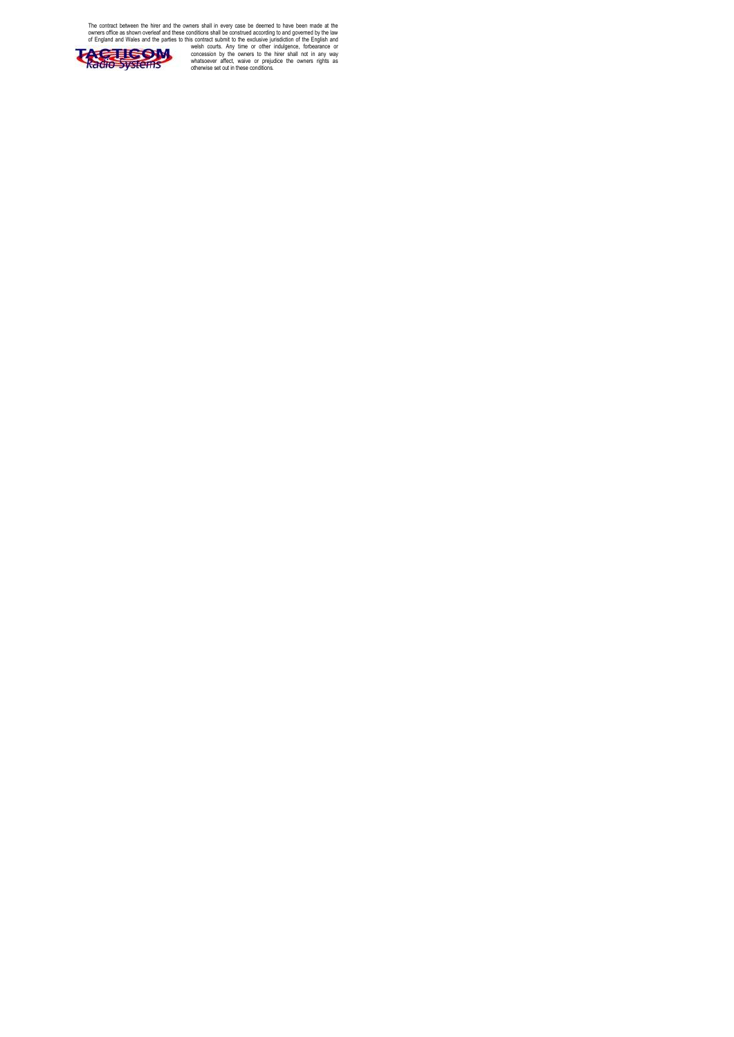The contract between the hirer and the owners shall in every case be deemed to have been made at the owners office as shown overleaf and these conditions shall be construed according to and governed by the law of England and Wales and the parties to this contract submit to the exclusive jurisdiction of the English and welsh courts. Any time or other indulgence, forbearance or concession by the owners to the hirer shall not in any way whatsoever affect, waive or prejudice the owners rights as otherwise set out in these conditions.